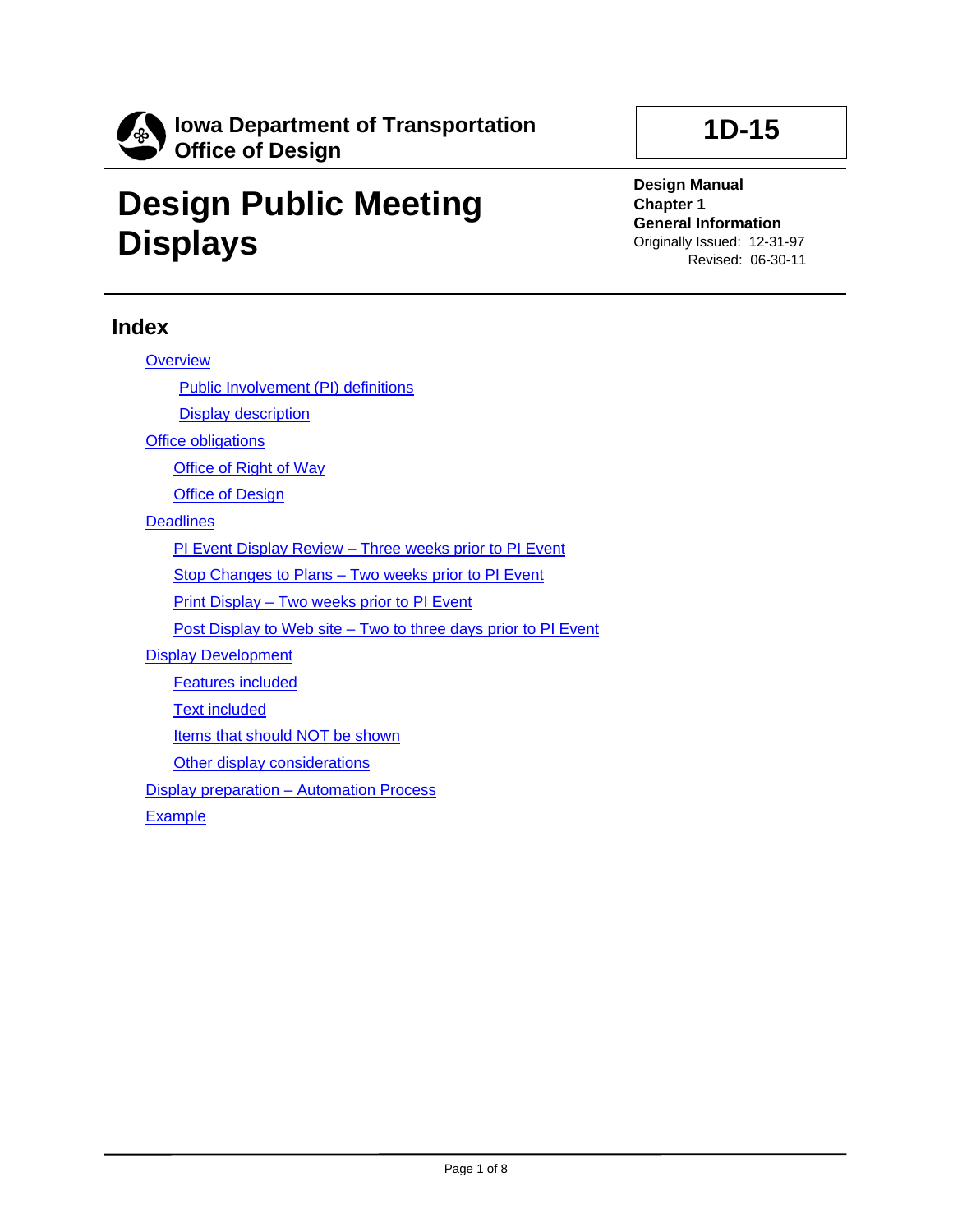**Iowa Department of Transportation**
**Office of Design**

**1D-15**

# Design Public Meeting Displays

**Design Manual**
**Chapter 1**
**General Information**
Originally Issued: 12-31-97
Revised: 06-30-11

## Index

- Overview
  - Public Involvement (PI) definitions
  - Display description
- Office obligations
  - Office of Right of Way
  - Office of Design
- Deadlines
  - PI Event Display Review – Three weeks prior to PI Event
  - Stop Changes to Plans – Two weeks prior to PI Event
  - Print Display – Two weeks prior to PI Event
  - Post Display to Web site – Two to three days prior to PI Event
- Display Development
  - Features included
  - Text included
  - Items that should NOT be shown
  - Other display considerations
- Display preparation – Automation Process
- Example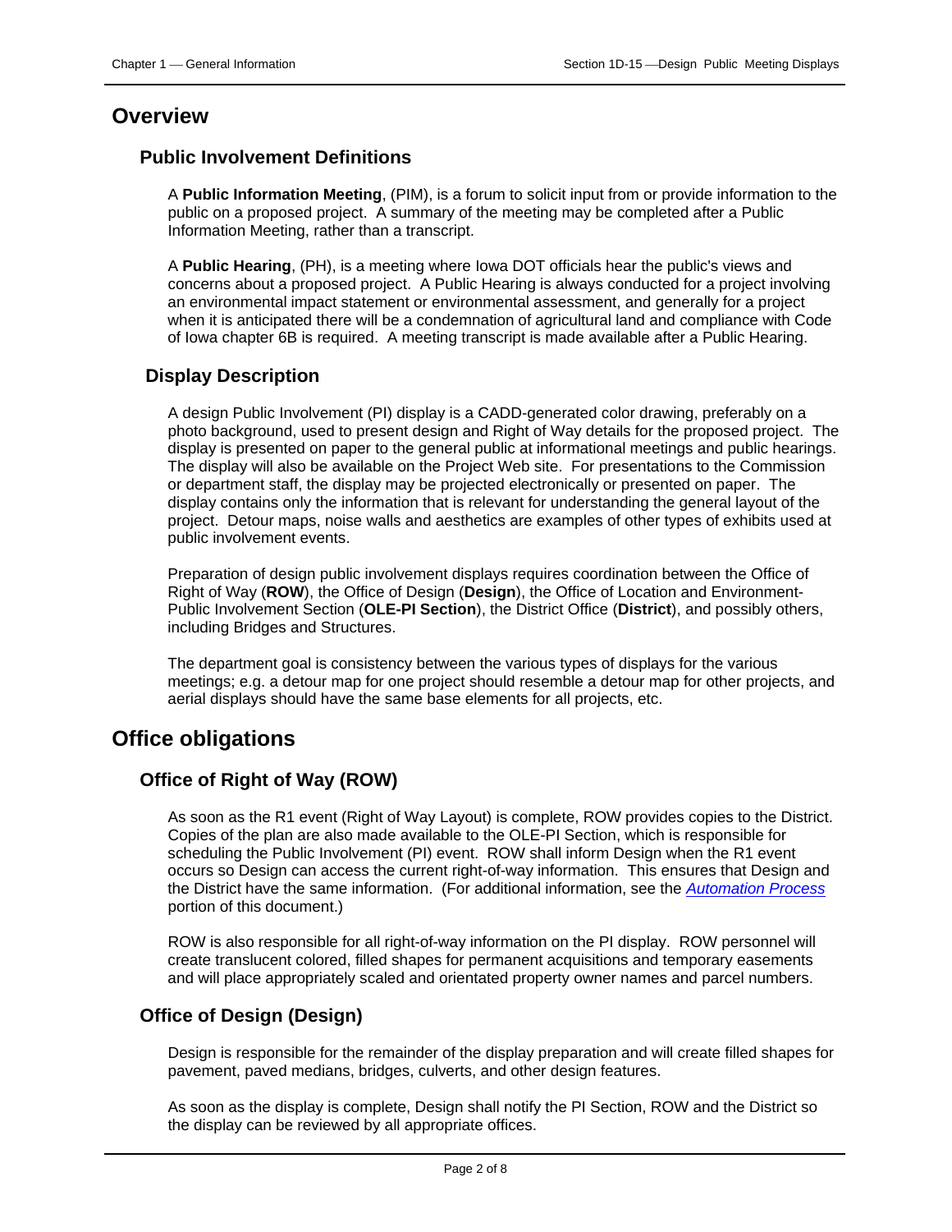# Overview

## Public Involvement Definitions

A **Public Information Meeting**, (PIM), is a forum to solicit input from or provide information to the public on a proposed project. A summary of the meeting may be completed after a Public Information Meeting, rather than a transcript.

A **Public Hearing**, (PH), is a meeting where Iowa DOT officials hear the public's views and concerns about a proposed project. A Public Hearing is always conducted for a project involving an environmental impact statement or environmental assessment, and generally for a project when it is anticipated there will be a condemnation of agricultural land and compliance with Code of Iowa chapter 6B is required. A meeting transcript is made available after a Public Hearing.

## Display Description

A design Public Involvement (PI) display is a CADD-generated color drawing, preferably on a photo background, used to present design and Right of Way details for the proposed project. The display is presented on paper to the general public at informational meetings and public hearings. The display will also be available on the Project Web site. For presentations to the Commission or department staff, the display may be projected electronically or presented on paper. The display contains only the information that is relevant for understanding the general layout of the project. Detour maps, noise walls and aesthetics are examples of other types of exhibits used at public involvement events.

Preparation of design public involvement displays requires coordination between the Office of Right of Way (**ROW**), the Office of Design (**Design**), the Office of Location and Environment-Public Involvement Section (**OLE-PI Section**), the District Office (**District**), and possibly others, including Bridges and Structures.

The department goal is consistency between the various types of displays for the various meetings; e.g. a detour map for one project should resemble a detour map for other projects, and aerial displays should have the same base elements for all projects, etc.

# Office obligations

## Office of Right of Way (ROW)

As soon as the R1 event (Right of Way Layout) is complete, ROW provides copies to the District. Copies of the plan are also made available to the OLE-PI Section, which is responsible for scheduling the Public Involvement (PI) event. ROW shall inform Design when the R1 event occurs so Design can access the current right-of-way information. This ensures that Design and the District have the same information. (For additional information, see the *Automation Process* portion of this document.)

ROW is also responsible for all right-of-way information on the PI display. ROW personnel will create translucent colored, filled shapes for permanent acquisitions and temporary easements and will place appropriately scaled and orientated property owner names and parcel numbers.

## Office of Design (Design)

Design is responsible for the remainder of the display preparation and will create filled shapes for pavement, paved medians, bridges, culverts, and other design features.

As soon as the display is complete, Design shall notify the PI Section, ROW and the District so the display can be reviewed by all appropriate offices.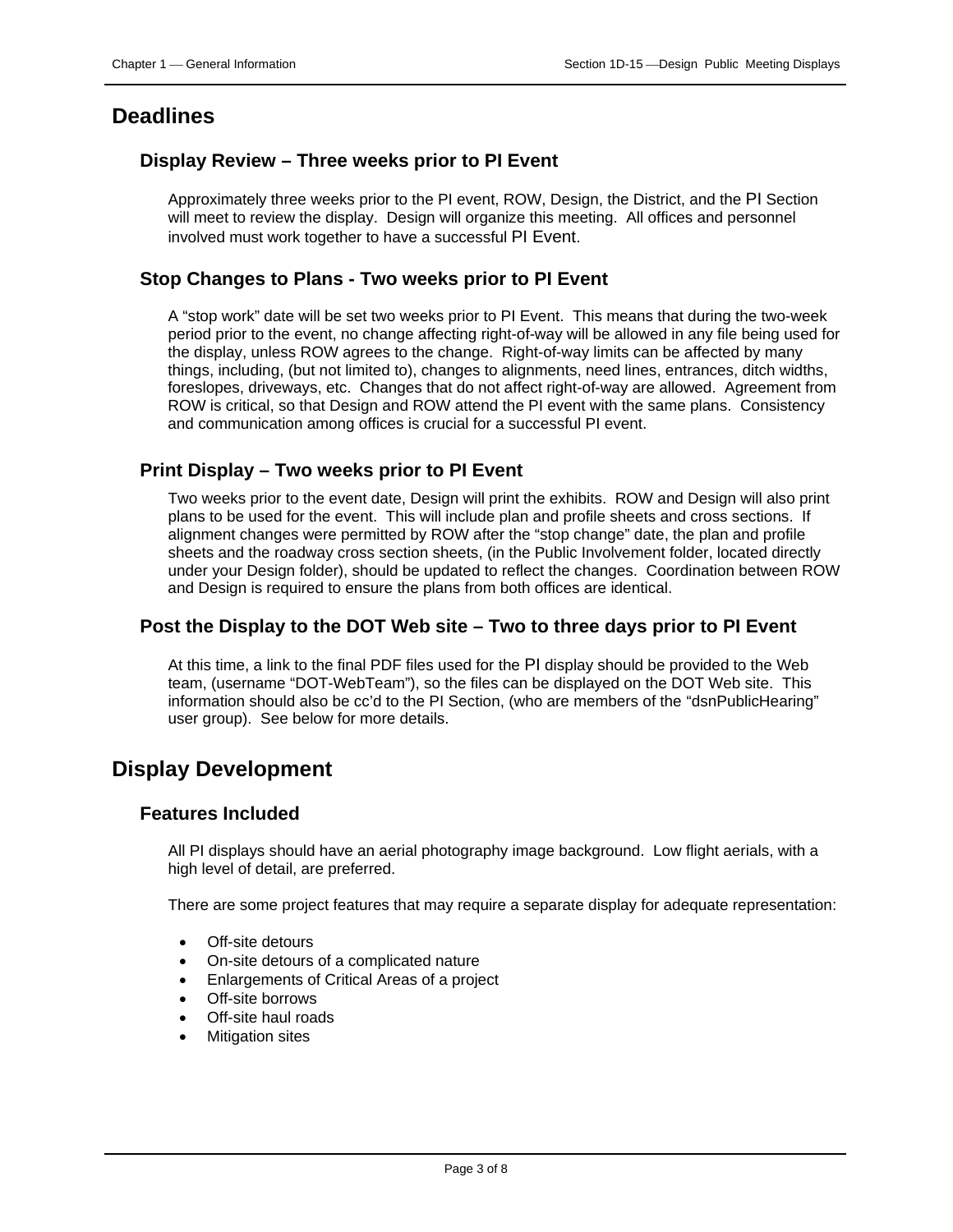# Deadlines

## Display Review – Three weeks prior to PI Event

Approximately three weeks prior to the PI event, ROW, Design, the District, and the PI Section will meet to review the display. Design will organize this meeting. All offices and personnel involved must work together to have a successful PI Event.

## Stop Changes to Plans - Two weeks prior to PI Event

A "stop work" date will be set two weeks prior to PI Event. This means that during the two-week period prior to the event, no change affecting right-of-way will be allowed in any file being used for the display, unless ROW agrees to the change. Right-of-way limits can be affected by many things, including, (but not limited to), changes to alignments, need lines, entrances, ditch widths, foreslopes, driveways, etc. Changes that do not affect right-of-way are allowed. Agreement from ROW is critical, so that Design and ROW attend the PI event with the same plans. Consistency and communication among offices is crucial for a successful PI event.

## Print Display – Two weeks prior to PI Event

Two weeks prior to the event date, Design will print the exhibits. ROW and Design will also print plans to be used for the event. This will include plan and profile sheets and cross sections. If alignment changes were permitted by ROW after the "stop change" date, the plan and profile sheets and the roadway cross section sheets, (in the Public Involvement folder, located directly under your Design folder), should be updated to reflect the changes. Coordination between ROW and Design is required to ensure the plans from both offices are identical.

## Post the Display to the DOT Web site – Two to three days prior to PI Event

At this time, a link to the final PDF files used for the PI display should be provided to the Web team, (username "DOT-WebTeam"), so the files can be displayed on the DOT Web site. This information should also be cc'd to the PI Section, (who are members of the "dsnPublicHearing" user group). See below for more details.

# Display Development

## Features Included

All PI displays should have an aerial photography image background. Low flight aerials, with a high level of detail, are preferred.

There are some project features that may require a separate display for adequate representation:

- Off-site detours
- On-site detours of a complicated nature
- Enlargements of Critical Areas of a project
- Off-site borrows
- Off-site haul roads
- Mitigation sites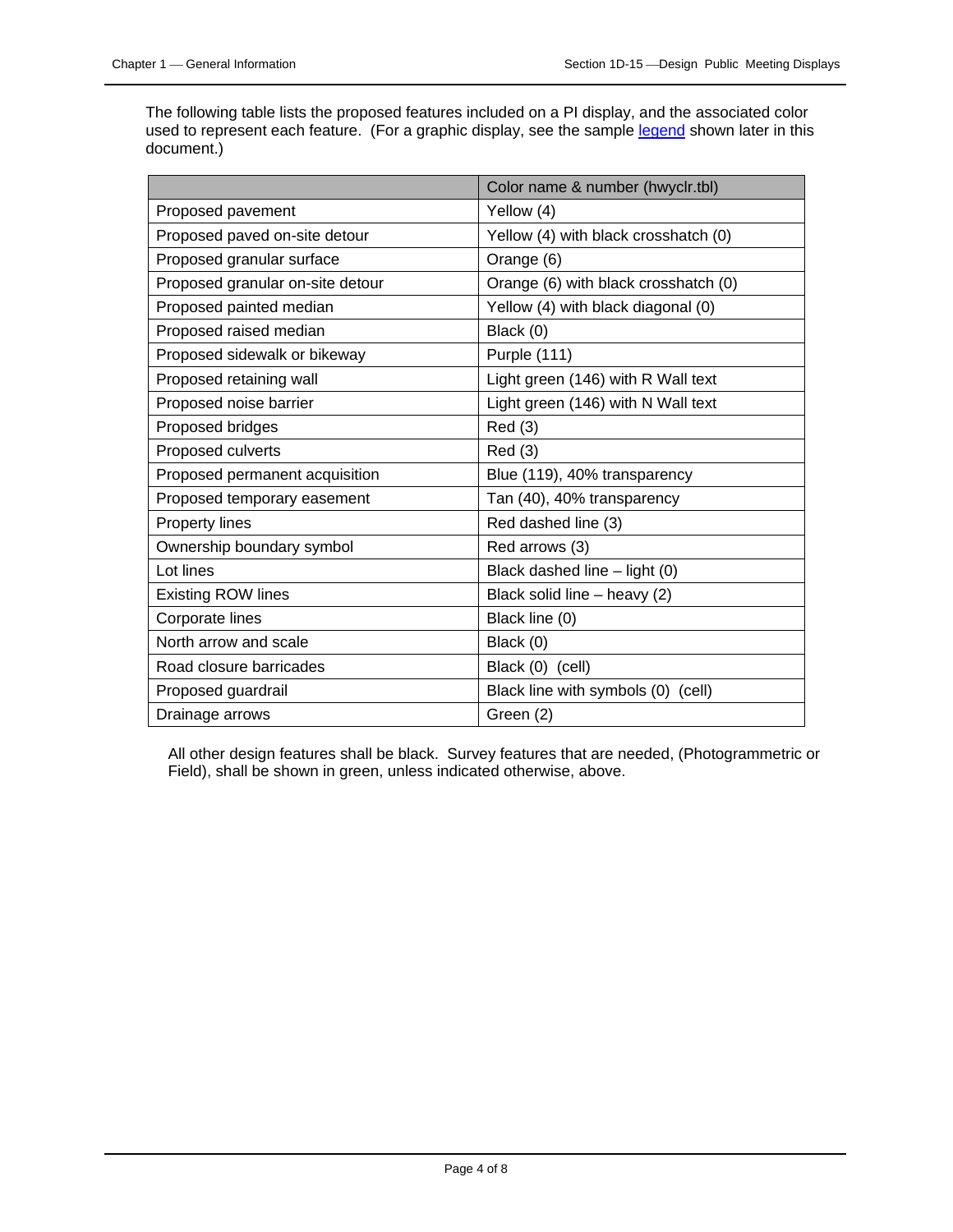The following table lists the proposed features included on a PI display, and the associated color used to represent each feature. (For a graphic display, see the sample legend shown later in this document.)

| | Color name & number (hwyclr.tbl) |
|---|---|
| Proposed pavement | Yellow (4) |
| Proposed paved on-site detour | Yellow (4) with black crosshatch (0) |
| Proposed granular surface | Orange (6) |
| Proposed granular on-site detour | Orange (6) with black crosshatch (0) |
| Proposed painted median | Yellow (4) with black diagonal (0) |
| Proposed raised median | Black (0) |
| Proposed sidewalk or bikeway | Purple (111) |
| Proposed retaining wall | Light green (146) with R Wall text |
| Proposed noise barrier | Light green (146) with N Wall text |
| Proposed bridges | Red (3) |
| Proposed culverts | Red (3) |
| Proposed permanent acquisition | Blue (119), 40% transparency |
| Proposed temporary easement | Tan (40), 40% transparency |
| Property lines | Red dashed line (3) |
| Ownership boundary symbol | Red arrows (3) |
| Lot lines | Black dashed line – light (0) |
| Existing ROW lines | Black solid line – heavy (2) |
| Corporate lines | Black line (0) |
| North arrow and scale | Black (0) |
| Road closure barricades | Black (0) (cell) |
| Proposed guardrail | Black line with symbols (0) (cell) |
| Drainage arrows | Green (2) |

All other design features shall be black. Survey features that are needed, (Photogrammetric or Field), shall be shown in green, unless indicated otherwise, above.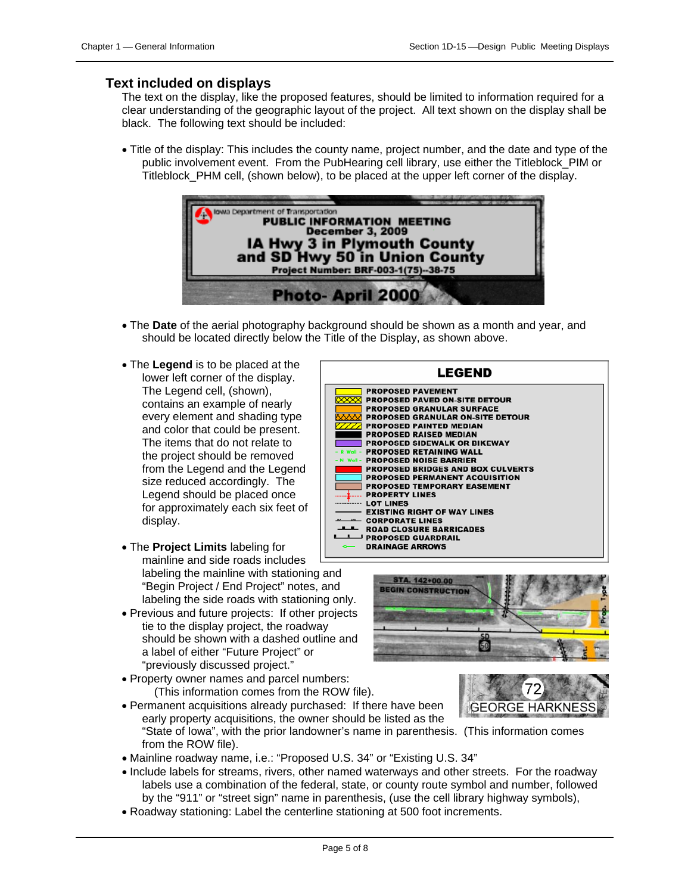## Text included on displays

The text on the display, like the proposed features, should be limited to information required for a clear understanding of the geographic layout of the project. All text shown on the display shall be black. The following text should be included:

- Title of the display: This includes the county name, project number, and the date and type of the public involvement event. From the PubHearing cell library, use either the Titleblock_PIM or Titleblock_PHM cell, (shown below), to be placed at the upper left corner of the display.

- The **Date** of the aerial photography background should be shown as a month and year, and should be located directly below the Title of the Display, as shown above.

- The **Legend** is to be placed at the lower left corner of the display. The Legend cell, (shown), contains an example of nearly every element and shading type and color that could be present. The items that do not relate to the project should be removed from the Legend and the Legend size reduced accordingly. The Legend should be placed once for approximately each six feet of display.

- The **Project Limits** labeling for mainline and side roads includes labeling the mainline with stationing and "Begin Project / End Project" notes, and labeling the side roads with stationing only.
- Previous and future projects: If other projects tie to the display project, the roadway should be shown with a dashed outline and a label of either "Future Project" or "previously discussed project."
- Property owner names and parcel numbers: (This information comes from the ROW file).
- Permanent acquisitions already purchased: If there have been early property acquisitions, the owner should be listed as the "State of Iowa", with the prior landowner's name in parenthesis. (This information comes from the ROW file).
- Mainline roadway name, i.e.: "Proposed U.S. 34" or "Existing U.S. 34"
- Include labels for streams, rivers, other named waterways and other streets. For the roadway labels use a combination of the federal, state, or county route symbol and number, followed by the "911" or "street sign" name in parenthesis, (use the cell library highway symbols),
- Roadway stationing: Label the centerline stationing at 500 foot increments.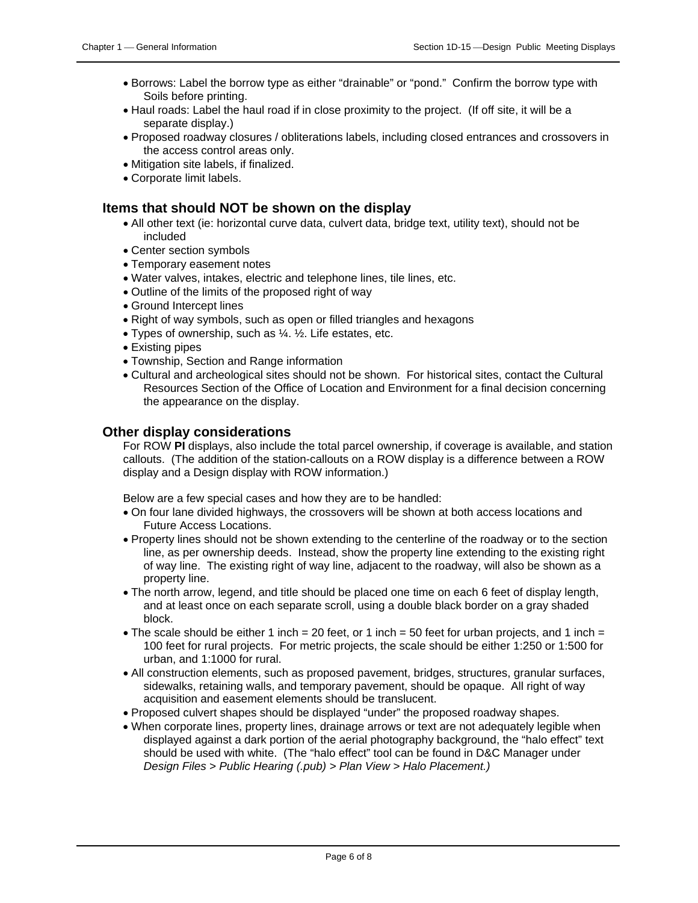- Borrows: Label the borrow type as either “drainable” or “pond.” Confirm the borrow type with Soils before printing.
- Haul roads: Label the haul road if in close proximity to the project. (If off site, it will be a separate display.)
- Proposed roadway closures / obliterations labels, including closed entrances and crossovers in the access control areas only.
- Mitigation site labels, if finalized.
- Corporate limit labels.

## Items that should NOT be shown on the display

- All other text (ie: horizontal curve data, culvert data, bridge text, utility text), should not be included
- Center section symbols
- Temporary easement notes
- Water valves, intakes, electric and telephone lines, tile lines, etc.
- Outline of the limits of the proposed right of way
- Ground Intercept lines
- Right of way symbols, such as open or filled triangles and hexagons
- Types of ownership, such as ¼. ½. Life estates, etc.
- Existing pipes
- Township, Section and Range information
- Cultural and archeological sites should not be shown. For historical sites, contact the Cultural Resources Section of the Office of Location and Environment for a final decision concerning the appearance on the display.

## Other display considerations

For ROW **PI** displays, also include the total parcel ownership, if coverage is available, and station callouts. (The addition of the station-callouts on a ROW display is a difference between a ROW display and a Design display with ROW information.)

Below are a few special cases and how they are to be handled:

- On four lane divided highways, the crossovers will be shown at both access locations and Future Access Locations.
- Property lines should not be shown extending to the centerline of the roadway or to the section line, as per ownership deeds. Instead, show the property line extending to the existing right of way line. The existing right of way line, adjacent to the roadway, will also be shown as a property line.
- The north arrow, legend, and title should be placed one time on each 6 feet of display length, and at least once on each separate scroll, using a double black border on a gray shaded block.
- The scale should be either 1 inch = 20 feet, or 1 inch = 50 feet for urban projects, and 1 inch = 100 feet for rural projects. For metric projects, the scale should be either 1:250 or 1:500 for urban, and 1:1000 for rural.
- All construction elements, such as proposed pavement, bridges, structures, granular surfaces, sidewalks, retaining walls, and temporary pavement, should be opaque. All right of way acquisition and easement elements should be translucent.
- Proposed culvert shapes should be displayed “under” the proposed roadway shapes.
- When corporate lines, property lines, drainage arrows or text are not adequately legible when displayed against a dark portion of the aerial photography background, the “halo effect” text should be used with white. (The “halo effect” tool can be found in D&C Manager under *Design Files > Public Hearing (.pub) > Plan View > Halo Placement.)*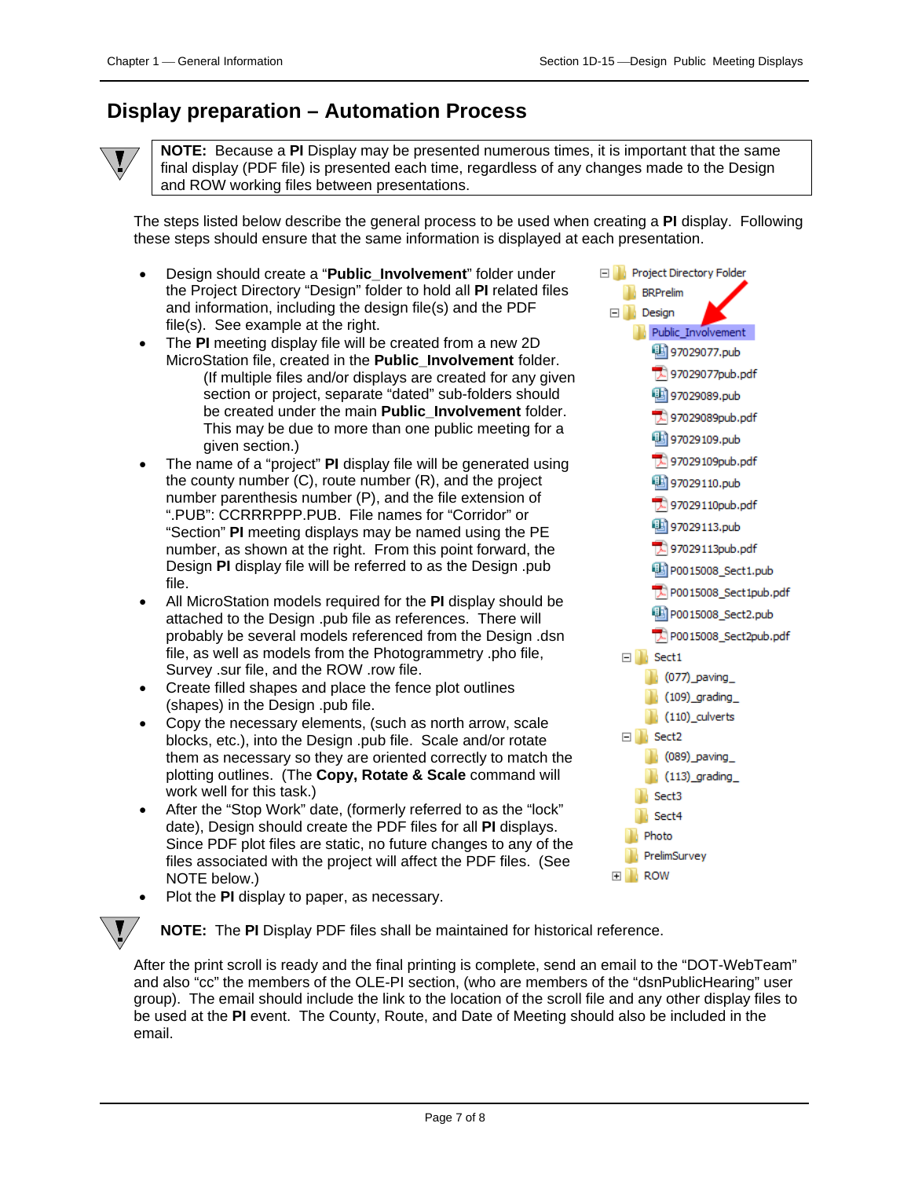## Display preparation – Automation Process

> **NOTE:** Because a **PI** Display may be presented numerous times, it is important that the same final display (PDF file) is presented each time, regardless of any changes made to the Design and ROW working files between presentations.

The steps listed below describe the general process to be used when creating a **PI** display. Following these steps should ensure that the same information is displayed at each presentation.

- Design should create a "**Public_Involvement**" folder under the Project Directory "Design" folder to hold all **PI** related files and information, including the design file(s) and the PDF file(s). See example at the right.
- The **PI** meeting display file will be created from a new 2D MicroStation file, created in the **Public_Involvement** folder.
  (If multiple files and/or displays are created for any given section or project, separate "dated" sub-folders should be created under the main **Public_Involvement** folder. This may be due to more than one public meeting for a given section.)
- The name of a "project" **PI** display file will be generated using the county number (C), route number (R), and the project number parenthesis number (P), and the file extension of ".PUB": CCRRRPPP.PUB. File names for "Corridor" or "Section" **PI** meeting displays may be named using the PE number, as shown at the right. From this point forward, the Design **PI** display file will be referred to as the Design .pub file.
- All MicroStation models required for the **PI** display should be attached to the Design .pub file as references. There will probably be several models referenced from the Design .dsn file, as well as models from the Photogrammetry .pho file, Survey .sur file, and the ROW .row file.
- Create filled shapes and place the fence plot outlines (shapes) in the Design .pub file.
- Copy the necessary elements, (such as north arrow, scale blocks, etc.), into the Design .pub file. Scale and/or rotate them as necessary so they are oriented correctly to match the plotting outlines. (The **Copy, Rotate & Scale** command will work well for this task.)
- After the "Stop Work" date, (formerly referred to as the "lock" date), Design should create the PDF files for all **PI** displays. Since PDF plot files are static, no future changes to any of the files associated with the project will affect the PDF files. (See NOTE below.)
- Plot the **PI** display to paper, as necessary.

```
Project Directory Folder
    BRPrelim
    Design
        Public_Involvement
            97029077.pub
            97029077pub.pdf
            97029089.pub
            97029089pub.pdf
            97029109.pub
            97029109pub.pdf
            97029110.pub
            97029110pub.pdf
            97029113.pub
            97029113pub.pdf
            P0015008_Sect1.pub
            P0015008_Sect1pub.pdf
            P0015008_Sect2.pub
            P0015008_Sect2pub.pdf
        Sect1
            (077)_paving_
            (109)_grading_
            (110)_culverts
        Sect2
            (089)_paving_
            (113)_grading_
        Sect3
        Sect4
    Photo
    PrelimSurvey
    ROW
```

> **NOTE:** The **PI** Display PDF files shall be maintained for historical reference.

After the print scroll is ready and the final printing is complete, send an email to the "DOT-WebTeam" and also "cc" the members of the OLE-PI section, (who are members of the "dsnPublicHearing" user group). The email should include the link to the location of the scroll file and any other display files to be used at the **PI** event. The County, Route, and Date of Meeting should also be included in the email.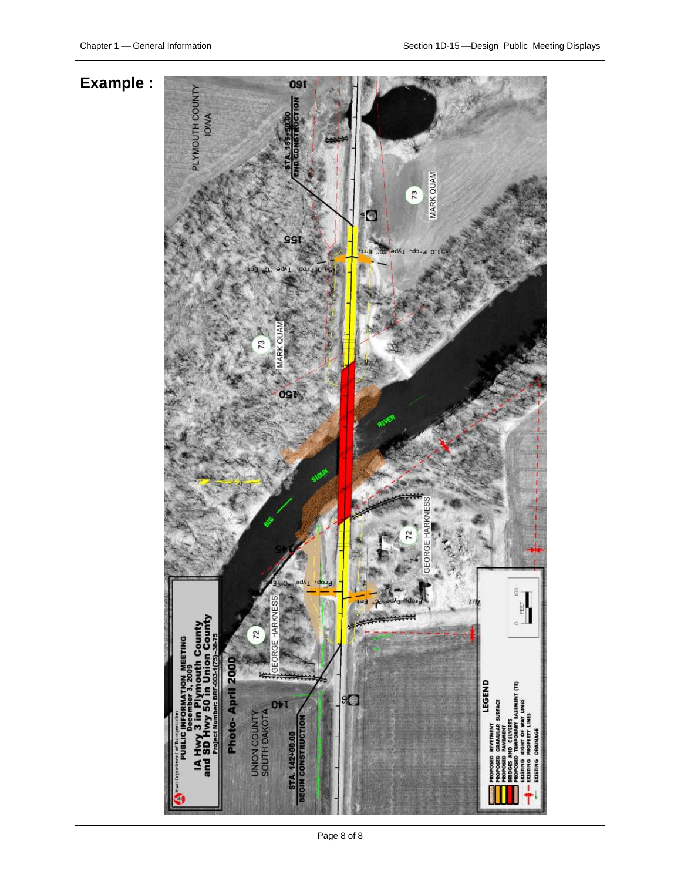**Example :**

Iowa Department of Transportation
PUBLIC INFORMATION MEETING
December 3, 2009
IA Hwy 3 in Plymouth County
and SD Hwy 50 in Union County
Project Number: BRF-003-1(75)--38-75

Photo- April 2000

PLYMOUTH COUNTY
IOWA

UNION COUNTY
SOUTH DAKOTA

STA. 142+00.00
BEGIN CONSTRUCTION

STA. 159+50.00
END CONSTRUCTION

140

145

150

155

160

BIG SIOUX RIVER

MARK QUAM 73

GEORGE HARKNESS 72

Prop. Type "C" Ent.

51.0 Prop. Type "C" Ent.

LEGEND

PROPOSED REVETMENT
PROPOSED GRANULAR SURFACE
PROPOSED PAVEMENT
BRIDGES AND CULVERTS
PROPOSED TEMPORARY EASEMENT (TE)
EXISTING RIGHT OF WAY LINES
EXISTING PROPERTY LINES
EXISTING DRAINAGE

0 100
FEET